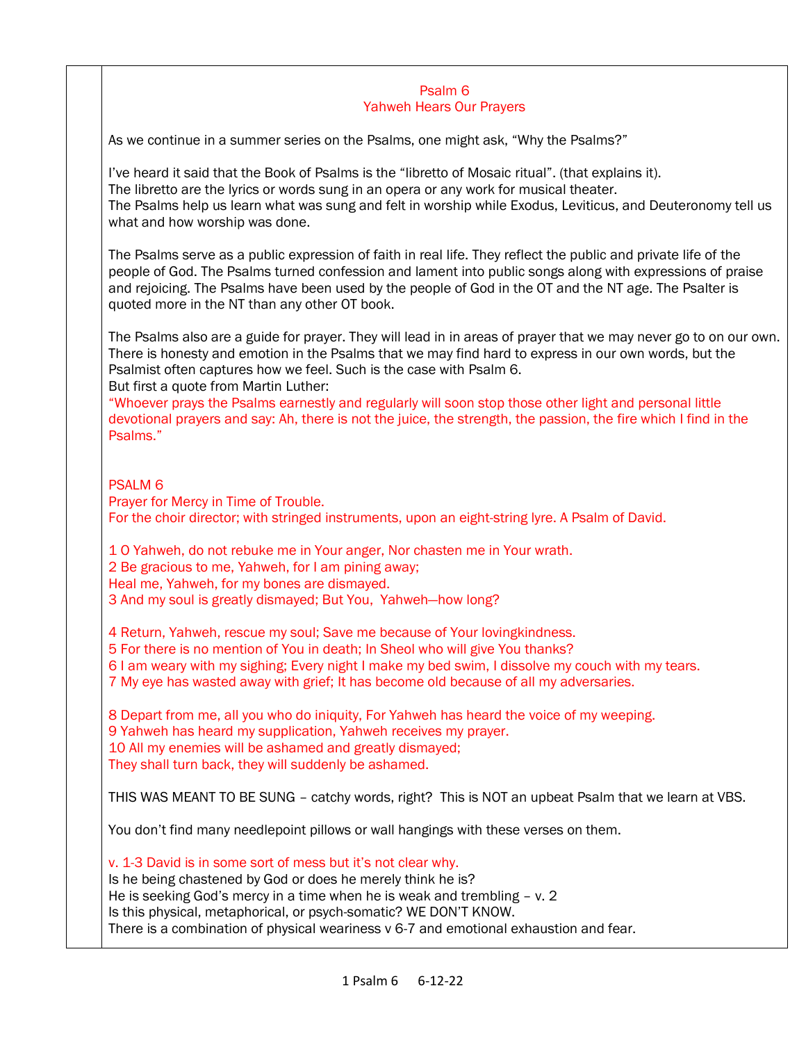# Psalm 6
## Yahweh Hears Our Prayers

As we continue in a summer series on the Psalms, one might ask, "Why the Psalms?"

I've heard it said that the Book of Psalms is the "libretto of Mosaic ritual". (that explains it).
The libretto are the lyrics or words sung in an opera or any work for musical theater.
The Psalms help us learn what was sung and felt in worship while Exodus, Leviticus, and Deuteronomy tell us what and how worship was done.

The Psalms serve as a public expression of faith in real life. They reflect the public and private life of the people of God. The Psalms turned confession and lament into public songs along with expressions of praise and rejoicing. The Psalms have been used by the people of God in the OT and the NT age. The Psalter is quoted more in the NT than any other OT book.

The Psalms also are a guide for prayer. They will lead in in areas of prayer that we may never go to on our own. There is honesty and emotion in the Psalms that we may find hard to express in our own words, but the Psalmist often captures how we feel. Such is the case with Psalm 6.
But first a quote from Martin Luther:
"Whoever prays the Psalms earnestly and regularly will soon stop those other light and personal little devotional prayers and say: Ah, there is not the juice, the strength, the passion, the fire which I find in the Psalms."

PSALM 6
Prayer for Mercy in Time of Trouble.
For the choir director; with stringed instruments, upon an eight-string lyre. A Psalm of David.

1 O Yahweh, do not rebuke me in Your anger, Nor chasten me in Your wrath.
2 Be gracious to me, Yahweh, for I am pining away;
Heal me, Yahweh, for my bones are dismayed.
3 And my soul is greatly dismayed; But You, Yahweh—how long?

4 Return, Yahweh, rescue my soul; Save me because of Your lovingkindness.
5 For there is no mention of You in death; In Sheol who will give You thanks?
6 I am weary with my sighing; Every night I make my bed swim, I dissolve my couch with my tears.
7 My eye has wasted away with grief; It has become old because of all my adversaries.

8 Depart from me, all you who do iniquity, For Yahweh has heard the voice of my weeping.
9 Yahweh has heard my supplication, Yahweh receives my prayer.
10 All my enemies will be ashamed and greatly dismayed;
They shall turn back, they will suddenly be ashamed.

THIS WAS MEANT TO BE SUNG – catchy words, right? This is NOT an upbeat Psalm that we learn at VBS.

You don't find many needlepoint pillows or wall hangings with these verses on them.

v. 1-3 David is in some sort of mess but it's not clear why.
Is he being chastened by God or does he merely think he is?
He is seeking God's mercy in a time when he is weak and trembling – v. 2
Is this physical, metaphorical, or psych-somatic? WE DON'T KNOW.
There is a combination of physical weariness v 6-7 and emotional exhaustion and fear.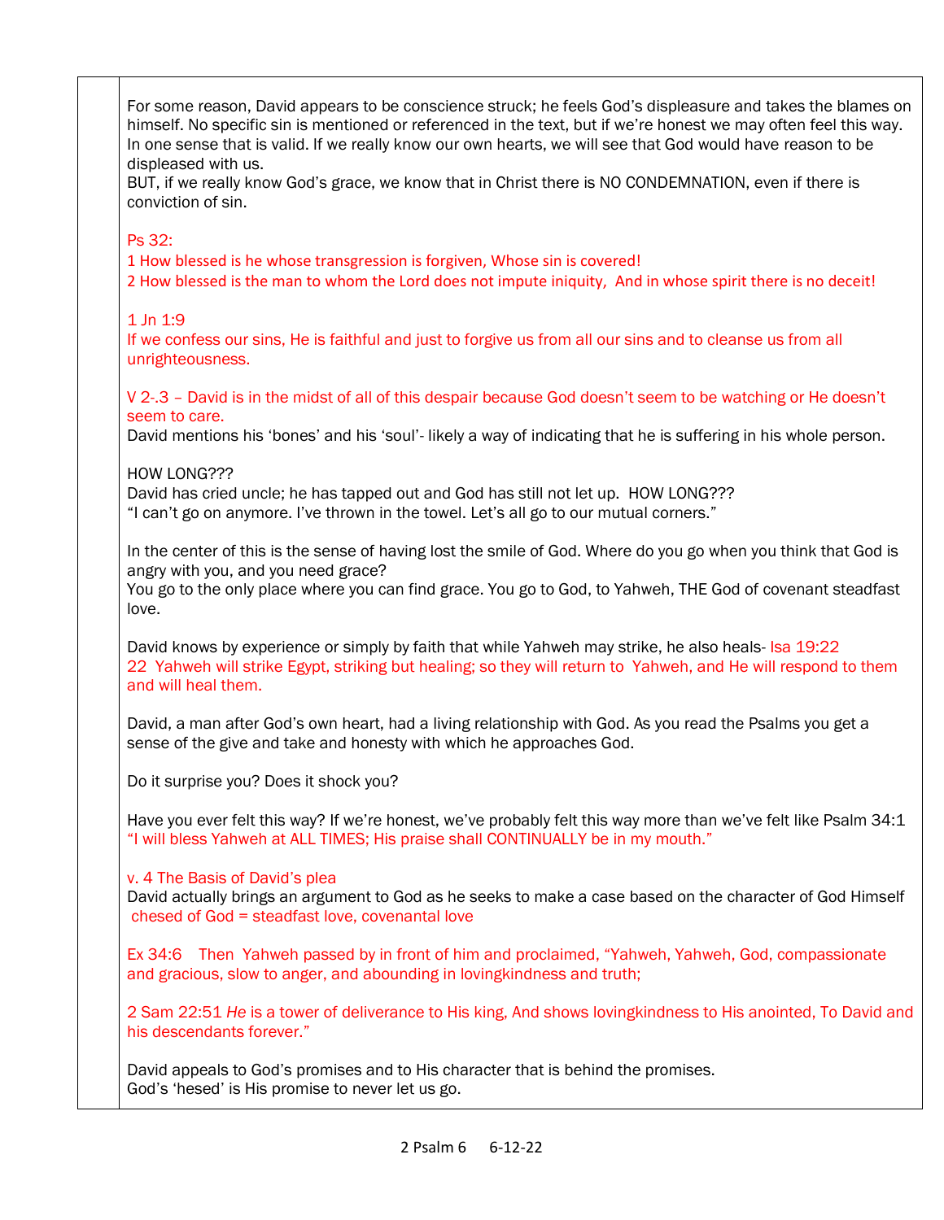For some reason, David appears to be conscience struck; he feels God's displeasure and takes the blames on himself. No specific sin is mentioned or referenced in the text, but if we're honest we may often feel this way. In one sense that is valid. If we really know our own hearts, we will see that God would have reason to be displeased with us.
BUT, if we really know God's grace, we know that in Christ there is NO CONDEMNATION, even if there is conviction of sin.

Ps 32:
1 How blessed is he whose transgression is forgiven, Whose sin is covered!
2 How blessed is the man to whom the Lord does not impute iniquity, And in whose spirit there is no deceit!

1 Jn 1:9
If we confess our sins, He is faithful and just to forgive us from all our sins and to cleanse us from all unrighteousness.

V 2-.3 – David is in the midst of all of this despair because God doesn't seem to be watching or He doesn't seem to care.
David mentions his 'bones' and his 'soul'- likely a way of indicating that he is suffering in his whole person.

HOW LONG???
David has cried uncle; he has tapped out and God has still not let up. HOW LONG???
"I can't go on anymore. I've thrown in the towel. Let's all go to our mutual corners."

In the center of this is the sense of having lost the smile of God. Where do you go when you think that God is angry with you, and you need grace?
You go to the only place where you can find grace. You go to God, to Yahweh, THE God of covenant steadfast love.

David knows by experience or simply by faith that while Yahweh may strike, he also heals- Isa 19:22
22 Yahweh will strike Egypt, striking but healing; so they will return to Yahweh, and He will respond to them and will heal them.

David, a man after God's own heart, had a living relationship with God. As you read the Psalms you get a sense of the give and take and honesty with which he approaches God.

Do it surprise you? Does it shock you?

Have you ever felt this way? If we're honest, we've probably felt this way more than we've felt like Psalm 34:1 "I will bless Yahweh at ALL TIMES; His praise shall CONTINUALLY be in my mouth."

v. 4 The Basis of David's plea
David actually brings an argument to God as he seeks to make a case based on the character of God Himself
chesed of God = steadfast love, covenantal love

Ex 34:6 Then Yahweh passed by in front of him and proclaimed, "Yahweh, Yahweh, God, compassionate and gracious, slow to anger, and abounding in lovingkindness and truth;

2 Sam 22:51 *He* is a tower of deliverance to His king, And shows lovingkindness to His anointed, To David and his descendants forever."

David appeals to God's promises and to His character that is behind the promises.
God's 'hesed' is His promise to never let us go.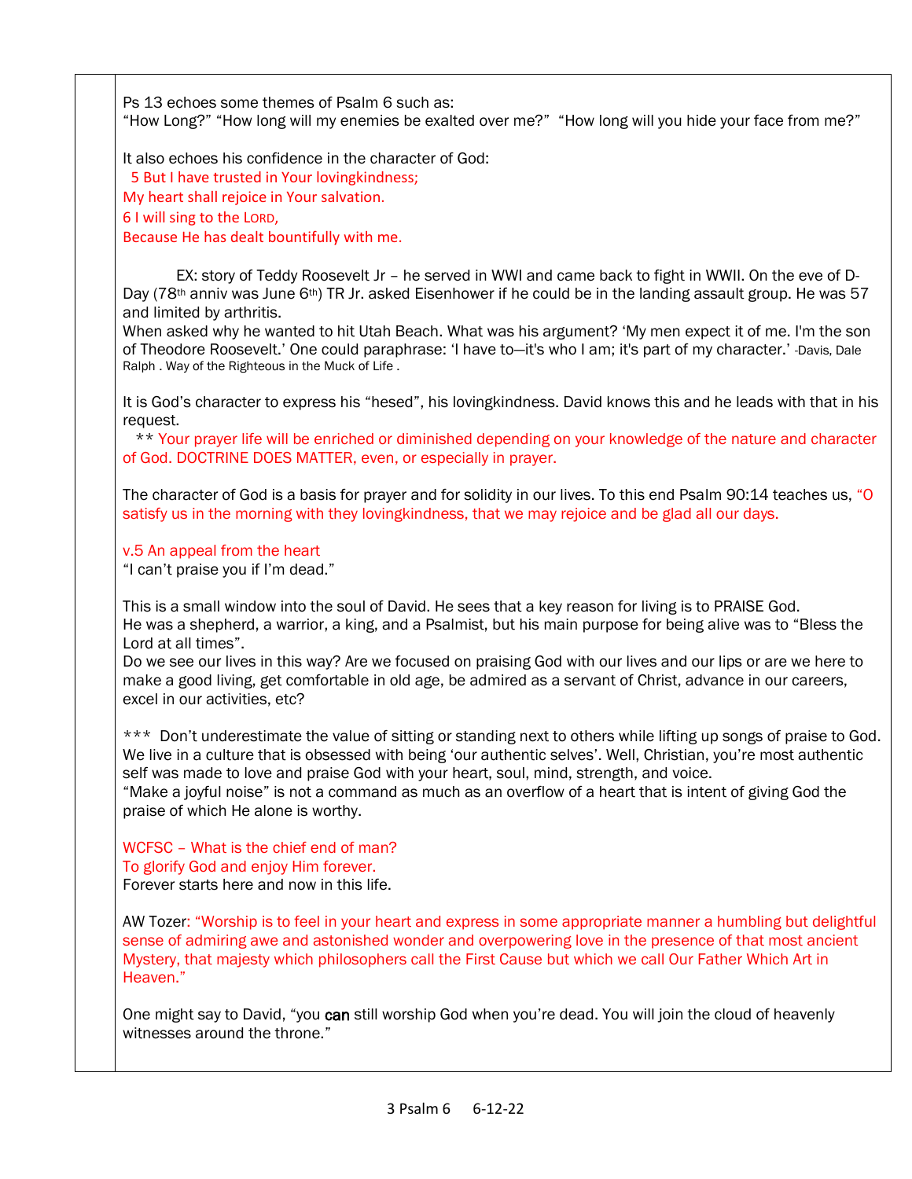Ps 13 echoes some themes of Psalm 6 such as:
"How Long?" "How long will my enemies be exalted over me?" "How long will you hide your face from me?"

It also echoes his confidence in the character of God:
5 But I have trusted in Your lovingkindness;
My heart shall rejoice in Your salvation.
6 I will sing to the LORD,
Because He has dealt bountifully with me.

EX: story of Teddy Roosevelt Jr – he served in WWI and came back to fight in WWII. On the eve of D-Day (78th anniv was June 6th) TR Jr. asked Eisenhower if he could be in the landing assault group. He was 57 and limited by arthritis.
When asked why he wanted to hit Utah Beach. What was his argument? 'My men expect it of me. I'm the son of Theodore Roosevelt.' One could paraphrase: 'I have to—it's who I am; it's part of my character.' -Davis, Dale Ralph . Way of the Righteous in the Muck of Life .

It is God's character to express his "hesed", his lovingkindness. David knows this and he leads with that in his request.
** Your prayer life will be enriched or diminished depending on your knowledge of the nature and character of God. DOCTRINE DOES MATTER, even, or especially in prayer.

The character of God is a basis for prayer and for solidity in our lives. To this end Psalm 90:14 teaches us, "O satisfy us in the morning with they lovingkindness, that we may rejoice and be glad all our days.

v.5 An appeal from the heart
"I can't praise you if I'm dead."

This is a small window into the soul of David. He sees that a key reason for living is to PRAISE God.
He was a shepherd, a warrior, a king, and a Psalmist, but his main purpose for being alive was to "Bless the Lord at all times".
Do we see our lives in this way? Are we focused on praising God with our lives and our lips or are we here to make a good living, get comfortable in old age, be admired as a servant of Christ, advance in our careers, excel in our activities, etc?

*** Don't underestimate the value of sitting or standing next to others while lifting up songs of praise to God. We live in a culture that is obsessed with being 'our authentic selves'. Well, Christian, you're most authentic self was made to love and praise God with your heart, soul, mind, strength, and voice.
"Make a joyful noise" is not a command as much as an overflow of a heart that is intent of giving God the praise of which He alone is worthy.

WCFSC – What is the chief end of man?
To glorify God and enjoy Him forever.
Forever starts here and now in this life.

AW Tozer: "Worship is to feel in your heart and express in some appropriate manner a humbling but delightful sense of admiring awe and astonished wonder and overpowering love in the presence of that most ancient Mystery, that majesty which philosophers call the First Cause but which we call Our Father Which Art in Heaven."

One might say to David, "you **can** still worship God when you're dead. You will join the cloud of heavenly witnesses around the throne."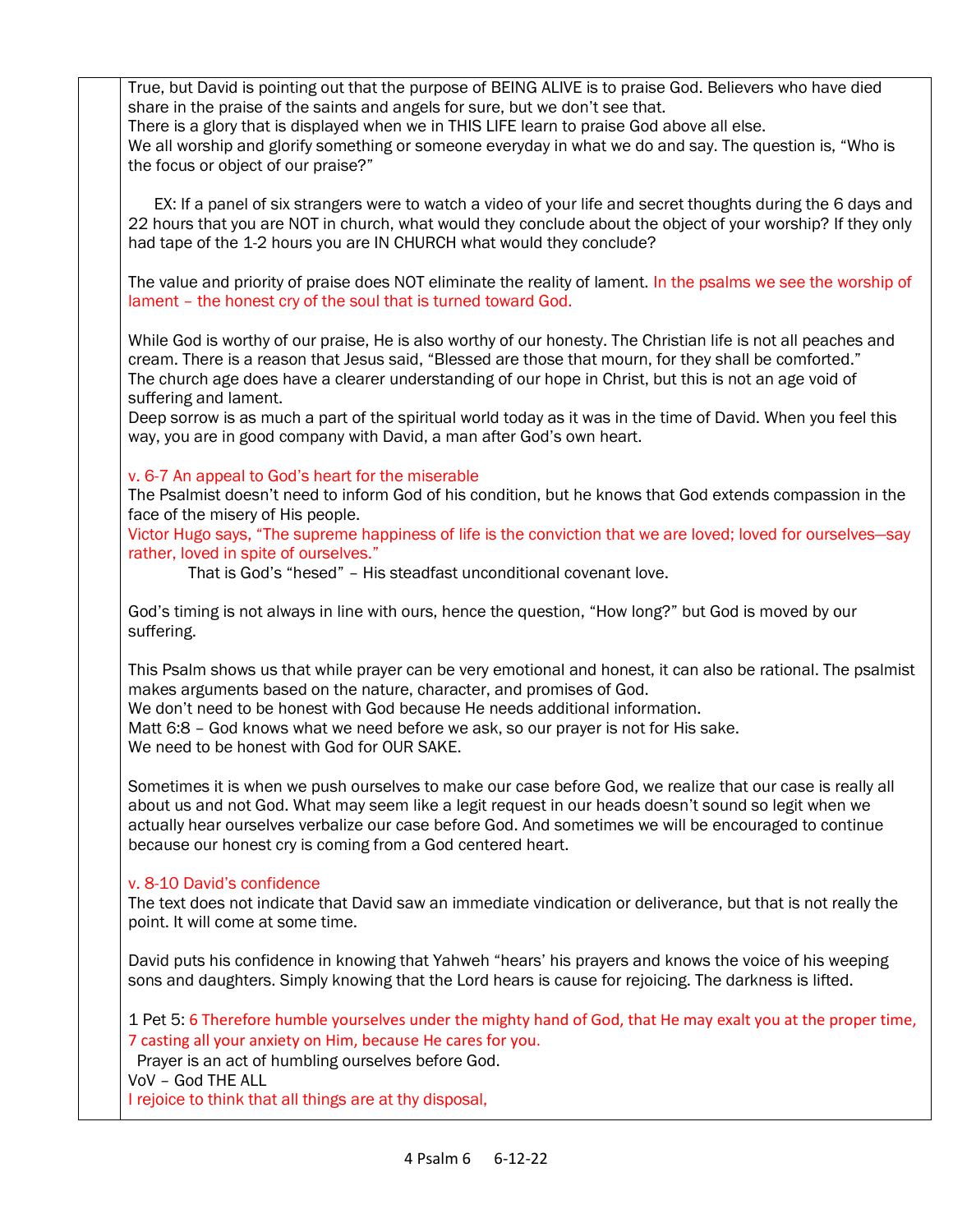True, but David is pointing out that the purpose of BEING ALIVE is to praise God. Believers who have died share in the praise of the saints and angels for sure, but we don't see that.
There is a glory that is displayed when we in THIS LIFE learn to praise God above all else.
We all worship and glorify something or someone everyday in what we do and say. The question is, "Who is the focus or object of our praise?"

EX: If a panel of six strangers were to watch a video of your life and secret thoughts during the 6 days and 22 hours that you are NOT in church, what would they conclude about the object of your worship? If they only had tape of the 1-2 hours you are IN CHURCH what would they conclude?

The value and priority of praise does NOT eliminate the reality of lament. In the psalms we see the worship of lament – the honest cry of the soul that is turned toward God.

While God is worthy of our praise, He is also worthy of our honesty. The Christian life is not all peaches and cream. There is a reason that Jesus said, "Blessed are those that mourn, for they shall be comforted."
The church age does have a clearer understanding of our hope in Christ, but this is not an age void of suffering and lament.
Deep sorrow is as much a part of the spiritual world today as it was in the time of David. When you feel this way, you are in good company with David, a man after God's own heart.

v. 6-7 An appeal to God's heart for the miserable
The Psalmist doesn't need to inform God of his condition, but he knows that God extends compassion in the face of the misery of His people.
Victor Hugo says, "The supreme happiness of life is the conviction that we are loved; loved for ourselves—say rather, loved in spite of ourselves."
That is God's "hesed" – His steadfast unconditional covenant love.

God's timing is not always in line with ours, hence the question, "How long?" but God is moved by our suffering.

This Psalm shows us that while prayer can be very emotional and honest, it can also be rational. The psalmist makes arguments based on the nature, character, and promises of God.
We don't need to be honest with God because He needs additional information.
Matt 6:8 – God knows what we need before we ask, so our prayer is not for His sake.
We need to be honest with God for OUR SAKE.

Sometimes it is when we push ourselves to make our case before God, we realize that our case is really all about us and not God. What may seem like a legit request in our heads doesn't sound so legit when we actually hear ourselves verbalize our case before God. And sometimes we will be encouraged to continue because our honest cry is coming from a God centered heart.

v. 8-10 David's confidence
The text does not indicate that David saw an immediate vindication or deliverance, but that is not really the point. It will come at some time.

David puts his confidence in knowing that Yahweh "hears' his prayers and knows the voice of his weeping sons and daughters. Simply knowing that the Lord hears is cause for rejoicing. The darkness is lifted.

1 Pet 5: 6 Therefore humble yourselves under the mighty hand of God, that He may exalt you at the proper time, 7 casting all your anxiety on Him, because He cares for you.
Prayer is an act of humbling ourselves before God.
VoV – God THE ALL
I rejoice to think that all things are at thy disposal,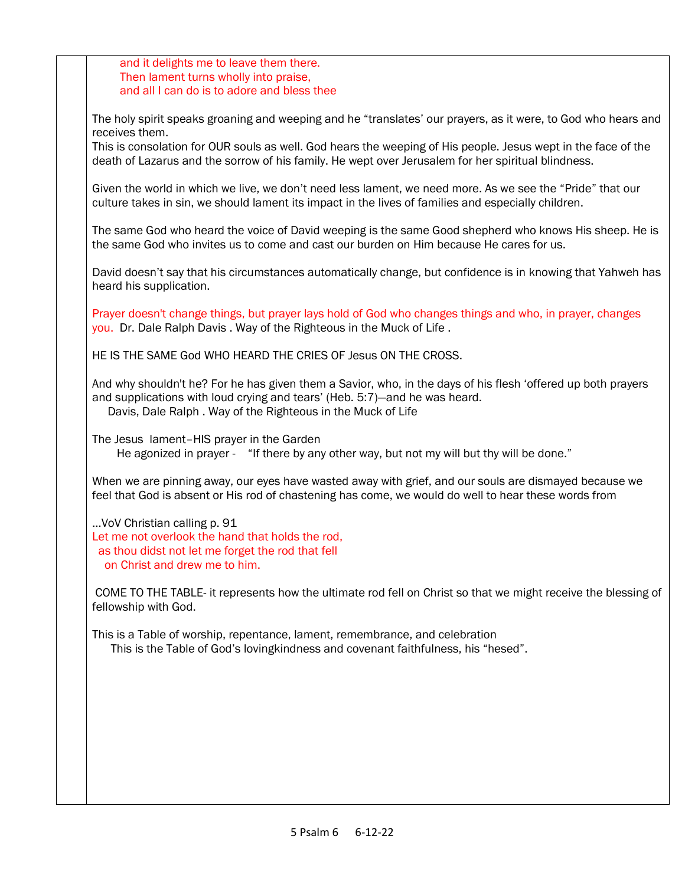and it delights me to leave them there.
Then lament turns wholly into praise,
and all I can do is to adore and bless thee

The holy spirit speaks groaning and weeping and he "translates' our prayers, as it were, to God who hears and receives them.
This is consolation for OUR souls as well. God hears the weeping of His people. Jesus wept in the face of the death of Lazarus and the sorrow of his family. He wept over Jerusalem for her spiritual blindness.

Given the world in which we live, we don't need less lament, we need more. As we see the "Pride" that our culture takes in sin, we should lament its impact in the lives of families and especially children.

The same God who heard the voice of David weeping is the same Good shepherd who knows His sheep. He is the same God who invites us to come and cast our burden on Him because He cares for us.

David doesn't say that his circumstances automatically change, but confidence is in knowing that Yahweh has heard his supplication.

Prayer doesn't change things, but prayer lays hold of God who changes things and who, in prayer, changes you. Dr. Dale Ralph Davis . Way of the Righteous in the Muck of Life .

HE IS THE SAME God WHO HEARD THE CRIES OF Jesus ON THE CROSS.

And why shouldn't he? For he has given them a Savior, who, in the days of his flesh 'offered up both prayers and supplications with loud crying and tears' (Heb. 5:7)—and he was heard.
Davis, Dale Ralph . Way of the Righteous in the Muck of Life

The Jesus lament–HIS prayer in the Garden
He agonized in prayer - "If there by any other way, but not my will but thy will be done."

When we are pinning away, our eyes have wasted away with grief, and our souls are dismayed because we feel that God is absent or His rod of chastening has come, we would do well to hear these words from

…VoV Christian calling p. 91
Let me not overlook the hand that holds the rod,
as thou didst not let me forget the rod that fell
on Christ and drew me to him.

COME TO THE TABLE- it represents how the ultimate rod fell on Christ so that we might receive the blessing of fellowship with God.

This is a Table of worship, repentance, lament, remembrance, and celebration
This is the Table of God's lovingkindness and covenant faithfulness, his "hesed".